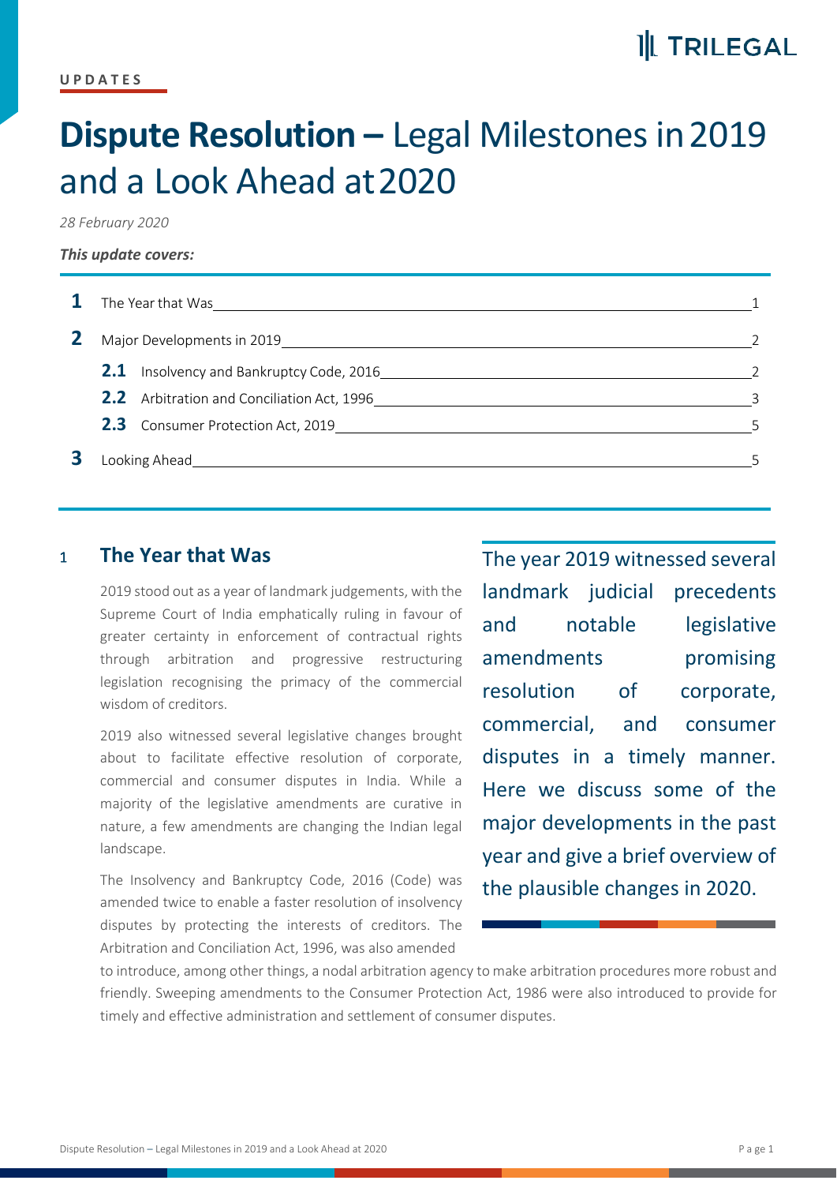UPDATES

# Dispute Resolution – Legal Milestones in 2019 and a Look Ahead at 2020

*28 February 2020*

***This update covers:***

| | | |
|---|---|---|
| **1** | The Year that Was | 1 |
| **2** | Major Developments in 2019 | 2 |
| **2.1** | Insolvency and Bankruptcy Code, 2016 | 2 |
| **2.2** | Arbitration and Conciliation Act, 1996 | 3 |
| **2.3** | Consumer Protection Act, 2019 | 5 |
| **3** | Looking Ahead | 5 |

## 1 The Year that Was

The year 2019 witnessed several landmark judicial precedents and notable legislative amendments promising resolution of corporate, commercial, and consumer disputes in a timely manner. Here we discuss some of the major developments in the past year and give a brief overview of the plausible changes in 2020.

2019 stood out as a year of landmark judgements, with the Supreme Court of India emphatically ruling in favour of greater certainty in enforcement of contractual rights through arbitration and progressive restructuring legislation recognising the primacy of the commercial wisdom of creditors.

2019 also witnessed several legislative changes brought about to facilitate effective resolution of corporate, commercial and consumer disputes in India. While a majority of the legislative amendments are curative in nature, a few amendments are changing the Indian legal landscape.

The Insolvency and Bankruptcy Code, 2016 (Code) was amended twice to enable a faster resolution of insolvency disputes by protecting the interests of creditors. The Arbitration and Conciliation Act, 1996, was also amended to introduce, among other things, a nodal arbitration agency to make arbitration procedures more robust and friendly. Sweeping amendments to the Consumer Protection Act, 1986 were also introduced to provide for timely and effective administration and settlement of consumer disputes.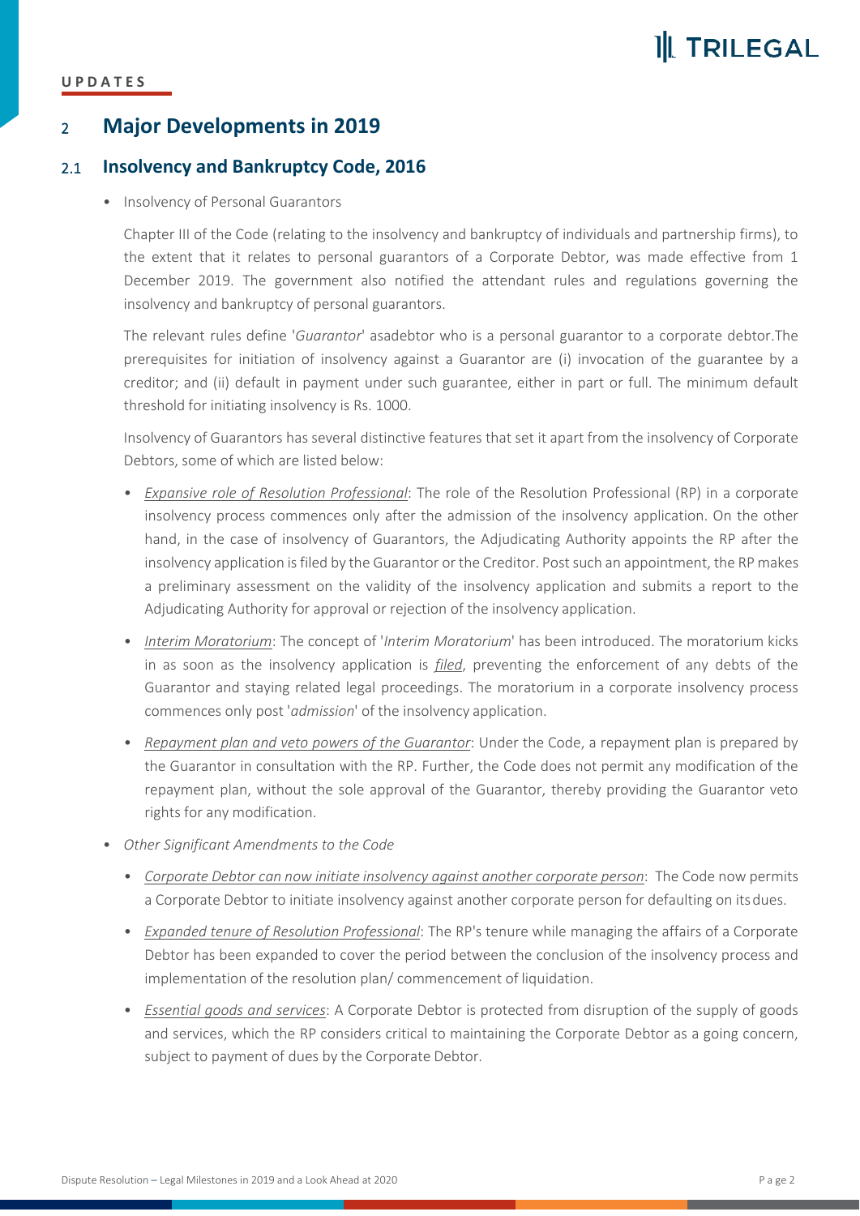**UPDATES**

## 2 Major Developments in 2019

### 2.1 Insolvency and Bankruptcy Code, 2016

- Insolvency of Personal Guarantors

  Chapter III of the Code (relating to the insolvency and bankruptcy of individuals and partnership firms), to the extent that it relates to personal guarantors of a Corporate Debtor, was made effective from 1 December 2019. The government also notified the attendant rules and regulations governing the insolvency and bankruptcy of personal guarantors.

  The relevant rules define '*Guarantor*' asadebtor who is a personal guarantor to a corporate debtor.The prerequisites for initiation of insolvency against a Guarantor are (i) invocation of the guarantee by a creditor; and (ii) default in payment under such guarantee, either in part or full. The minimum default threshold for initiating insolvency is Rs. 1000.

  Insolvency of Guarantors has several distinctive features that set it apart from the insolvency of Corporate Debtors, some of which are listed below:

  - *Expansive role of Resolution Professional*: The role of the Resolution Professional (RP) in a corporate insolvency process commences only after the admission of the insolvency application. On the other hand, in the case of insolvency of Guarantors, the Adjudicating Authority appoints the RP after the insolvency application is filed by the Guarantor or the Creditor. Post such an appointment, the RP makes a preliminary assessment on the validity of the insolvency application and submits a report to the Adjudicating Authority for approval or rejection of the insolvency application.
  - *Interim Moratorium*: The concept of '*Interim Moratorium*' has been introduced. The moratorium kicks in as soon as the insolvency application is *filed*, preventing the enforcement of any debts of the Guarantor and staying related legal proceedings. The moratorium in a corporate insolvency process commences only post '*admission*' of the insolvency application.
  - *Repayment plan and veto powers of the Guarantor*: Under the Code, a repayment plan is prepared by the Guarantor in consultation with the RP. Further, the Code does not permit any modification of the repayment plan, without the sole approval of the Guarantor, thereby providing the Guarantor veto rights for any modification.

- *Other Significant Amendments to the Code*

  - *Corporate Debtor can now initiate insolvency against another corporate person*: The Code now permits a Corporate Debtor to initiate insolvency against another corporate person for defaulting on its dues.
  - *Expanded tenure of Resolution Professional*: The RP's tenure while managing the affairs of a Corporate Debtor has been expanded to cover the period between the conclusion of the insolvency process and implementation of the resolution plan/ commencement of liquidation.
  - *Essential goods and services*: A Corporate Debtor is protected from disruption of the supply of goods and services, which the RP considers critical to maintaining the Corporate Debtor as a going concern, subject to payment of dues by the Corporate Debtor.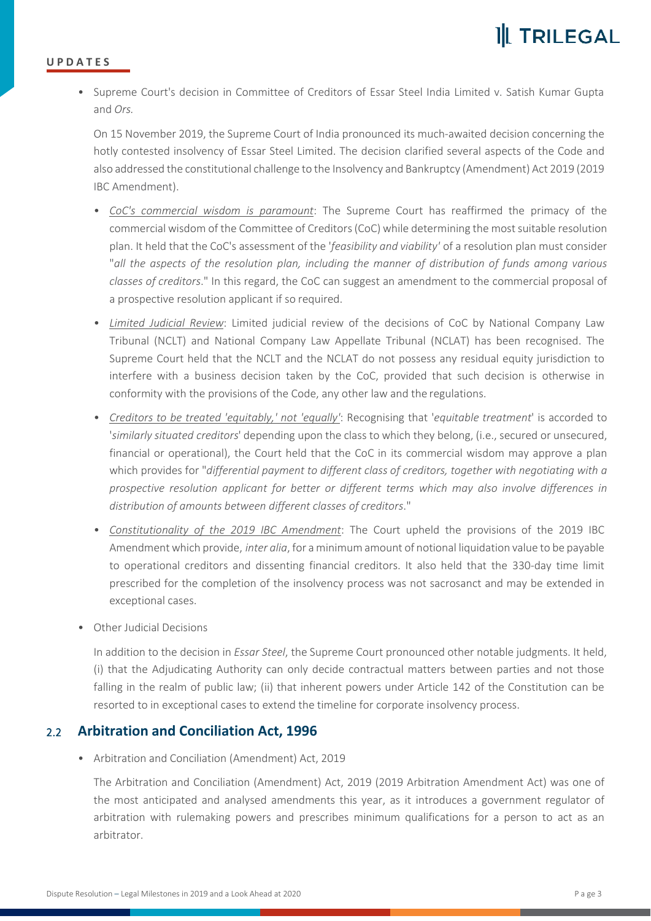- Supreme Court's decision in Committee of Creditors of Essar Steel India Limited v. Satish Kumar Gupta and *Ors.*

  On 15 November 2019, the Supreme Court of India pronounced its much-awaited decision concerning the hotly contested insolvency of Essar Steel Limited. The decision clarified several aspects of the Code and also addressed the constitutional challenge to the Insolvency and Bankruptcy (Amendment) Act 2019 (2019 IBC Amendment).

  - *CoC's commercial wisdom is paramount*: The Supreme Court has reaffirmed the primacy of the commercial wisdom of the Committee of Creditors (CoC) while determining the most suitable resolution plan. It held that the CoC's assessment of the '*feasibility and viability'* of a resolution plan must consider "*all the aspects of the resolution plan, including the manner of distribution of funds among various classes of creditors*." In this regard, the CoC can suggest an amendment to the commercial proposal of a prospective resolution applicant if so required.
  - *Limited Judicial Review*: Limited judicial review of the decisions of CoC by National Company Law Tribunal (NCLT) and National Company Law Appellate Tribunal (NCLAT) has been recognised. The Supreme Court held that the NCLT and the NCLAT do not possess any residual equity jurisdiction to interfere with a business decision taken by the CoC, provided that such decision is otherwise in conformity with the provisions of the Code, any other law and the regulations.
  - *Creditors to be treated 'equitably,' not 'equally'*: Recognising that '*equitable treatment*' is accorded to '*similarly situated creditors*' depending upon the class to which they belong, (i.e., secured or unsecured, financial or operational), the Court held that the CoC in its commercial wisdom may approve a plan which provides for "*differential payment to different class of creditors, together with negotiating with a prospective resolution applicant for better or different terms which may also involve differences in distribution of amounts between different classes of creditors*."
  - *Constitutionality of the 2019 IBC Amendment*: The Court upheld the provisions of the 2019 IBC Amendment which provide, *inter alia*, for a minimum amount of notional liquidation value to be payable to operational creditors and dissenting financial creditors. It also held that the 330-day time limit prescribed for the completion of the insolvency process was not sacrosanct and may be extended in exceptional cases.

- Other Judicial Decisions

  In addition to the decision in *Essar Steel*, the Supreme Court pronounced other notable judgments. It held, (i) that the Adjudicating Authority can only decide contractual matters between parties and not those falling in the realm of public law; (ii) that inherent powers under Article 142 of the Constitution can be resorted to in exceptional cases to extend the timeline for corporate insolvency process.

## 2.2 Arbitration and Conciliation Act, 1996

- Arbitration and Conciliation (Amendment) Act, 2019

  The Arbitration and Conciliation (Amendment) Act, 2019 (2019 Arbitration Amendment Act) was one of the most anticipated and analysed amendments this year, as it introduces a government regulator of arbitration with rulemaking powers and prescribes minimum qualifications for a person to act as an arbitrator.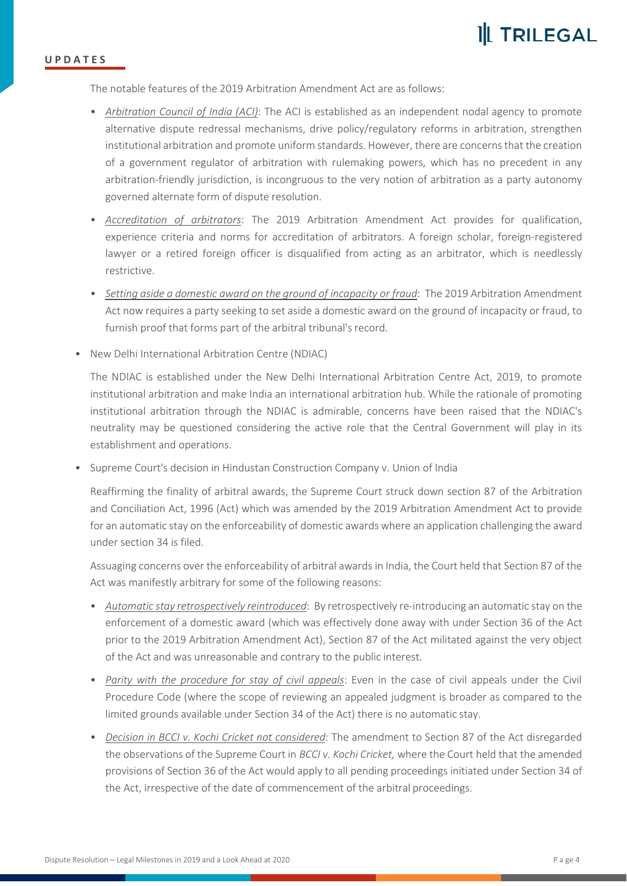The notable features of the 2019 Arbitration Amendment Act are as follows:

- *Arbitration Council of India (ACI)*: The ACI is established as an independent nodal agency to promote alternative dispute redressal mechanisms, drive policy/regulatory reforms in arbitration, strengthen institutional arbitration and promote uniform standards. However, there are concerns that the creation of a government regulator of arbitration with rulemaking powers, which has no precedent in any arbitration-friendly jurisdiction, is incongruous to the very notion of arbitration as a party autonomy governed alternate form of dispute resolution.
- *Accreditation of arbitrators*: The 2019 Arbitration Amendment Act provides for qualification, experience criteria and norms for accreditation of arbitrators. A foreign scholar, foreign-registered lawyer or a retired foreign officer is disqualified from acting as an arbitrator, which is needlessly restrictive.
- *Setting aside a domestic award on the ground of incapacity or fraud*: The 2019 Arbitration Amendment Act now requires a party seeking to set aside a domestic award on the ground of incapacity or fraud, to furnish proof that forms part of the arbitral tribunal's record.

- New Delhi International Arbitration Centre (NDIAC)

  The NDIAC is established under the New Delhi International Arbitration Centre Act, 2019, to promote institutional arbitration and make India an international arbitration hub. While the rationale of promoting institutional arbitration through the NDIAC is admirable, concerns have been raised that the NDIAC's neutrality may be questioned considering the active role that the Central Government will play in its establishment and operations.

- Supreme Court's decision in Hindustan Construction Company v. Union of India

  Reaffirming the finality of arbitral awards, the Supreme Court struck down section 87 of the Arbitration and Conciliation Act, 1996 (Act) which was amended by the 2019 Arbitration Amendment Act to provide for an automatic stay on the enforceability of domestic awards where an application challenging the award under section 34 is filed.

  Assuaging concerns over the enforceability of arbitral awards in India, the Court held that Section 87 of the Act was manifestly arbitrary for some of the following reasons:

  - *Automatic stay retrospectively reintroduced*: By retrospectively re-introducing an automatic stay on the enforcement of a domestic award (which was effectively done away with under Section 36 of the Act prior to the 2019 Arbitration Amendment Act), Section 87 of the Act militated against the very object of the Act and was unreasonable and contrary to the public interest.
  - *Parity with the procedure for stay of civil appeals*: Even in the case of civil appeals under the Civil Procedure Code (where the scope of reviewing an appealed judgment is broader as compared to the limited grounds available under Section 34 of the Act) there is no automatic stay.
  - *Decision in BCCI v. Kochi Cricket not considered*: The amendment to Section 87 of the Act disregarded the observations of the Supreme Court in *BCCI v. Kochi Cricket,* where the Court held that the amended provisions of Section 36 of the Act would apply to all pending proceedings initiated under Section 34 of the Act, irrespective of the date of commencement of the arbitral proceedings.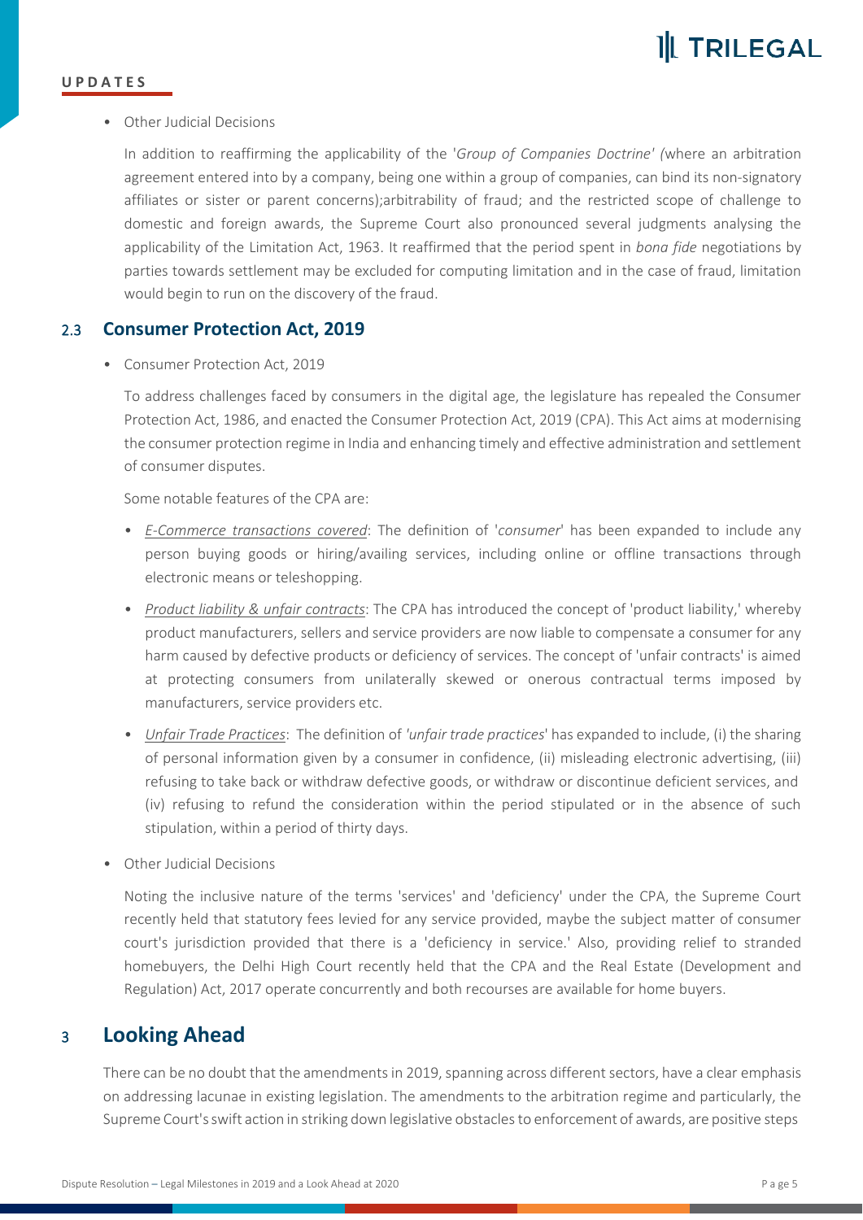- Other Judicial Decisions

  In addition to reaffirming the applicability of the '*Group of Companies Doctrine' (*where an arbitration agreement entered into by a company, being one within a group of companies, can bind its non-signatory affiliates or sister or parent concerns);arbitrability of fraud; and the restricted scope of challenge to domestic and foreign awards, the Supreme Court also pronounced several judgments analysing the applicability of the Limitation Act, 1963. It reaffirmed that the period spent in *bona fide* negotiations by parties towards settlement may be excluded for computing limitation and in the case of fraud, limitation would begin to run on the discovery of the fraud.

## 2.3 Consumer Protection Act, 2019

- Consumer Protection Act, 2019

  To address challenges faced by consumers in the digital age, the legislature has repealed the Consumer Protection Act, 1986, and enacted the Consumer Protection Act, 2019 (CPA). This Act aims at modernising the consumer protection regime in India and enhancing timely and effective administration and settlement of consumer disputes.

  Some notable features of the CPA are:

  - *E-Commerce transactions covered*: The definition of '*consumer*' has been expanded to include any person buying goods or hiring/availing services, including online or offline transactions through electronic means or teleshopping.
  - *Product liability & unfair contracts*: The CPA has introduced the concept of 'product liability,' whereby product manufacturers, sellers and service providers are now liable to compensate a consumer for any harm caused by defective products or deficiency of services. The concept of 'unfair contracts' is aimed at protecting consumers from unilaterally skewed or onerous contractual terms imposed by manufacturers, service providers etc.
  - *Unfair Trade Practices*: The definition of *'unfair trade practices*' has expanded to include, (i) the sharing of personal information given by a consumer in confidence, (ii) misleading electronic advertising, (iii) refusing to take back or withdraw defective goods, or withdraw or discontinue deficient services, and (iv) refusing to refund the consideration within the period stipulated or in the absence of such stipulation, within a period of thirty days.

- Other Judicial Decisions

  Noting the inclusive nature of the terms 'services' and 'deficiency' under the CPA, the Supreme Court recently held that statutory fees levied for any service provided, maybe the subject matter of consumer court's jurisdiction provided that there is a 'deficiency in service.' Also, providing relief to stranded homebuyers, the Delhi High Court recently held that the CPA and the Real Estate (Development and Regulation) Act, 2017 operate concurrently and both recourses are available for home buyers.

# 3 Looking Ahead

There can be no doubt that the amendments in 2019, spanning across different sectors, have a clear emphasis on addressing lacunae in existing legislation. The amendments to the arbitration regime and particularly, the Supreme Court's swift action in striking down legislative obstacles to enforcement of awards, are positive steps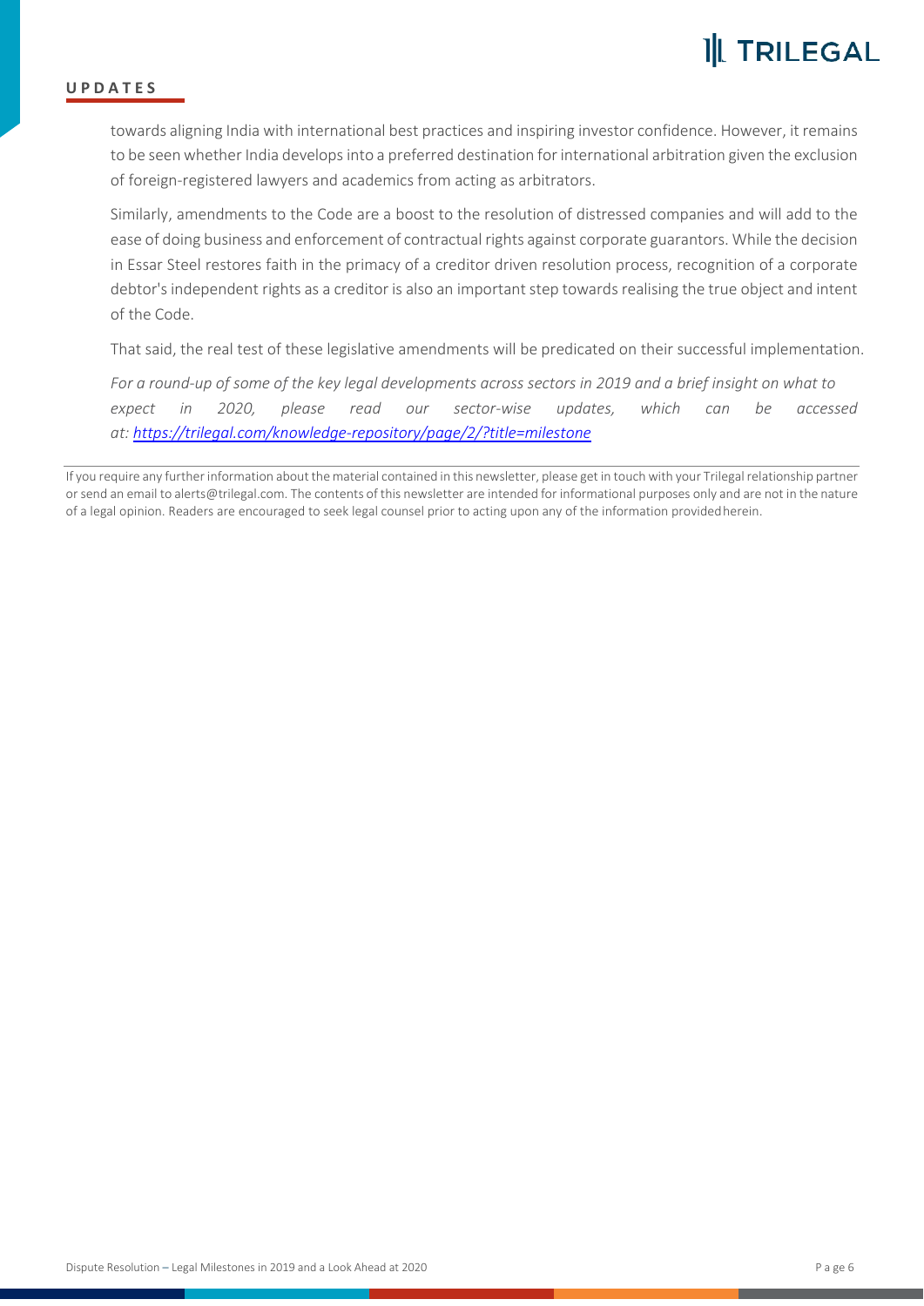towards aligning India with international best practices and inspiring investor confidence. However, it remains to be seen whether India develops into a preferred destination for international arbitration given the exclusion of foreign-registered lawyers and academics from acting as arbitrators.

Similarly, amendments to the Code are a boost to the resolution of distressed companies and will add to the ease of doing business and enforcement of contractual rights against corporate guarantors. While the decision in Essar Steel restores faith in the primacy of a creditor driven resolution process, recognition of a corporate debtor's independent rights as a creditor is also an important step towards realising the true object and intent of the Code.

That said, the real test of these legislative amendments will be predicated on their successful implementation.

*For a round-up of some of the key legal developments across sectors in 2019 and a brief insight on what to expect in 2020, please read our sector-wise updates, which can be accessed at: [https://trilegal.com/knowledge-repository/page/2/?title=milestone](https://trilegal.com/knowledge-repository/page/2/?title=milestone)*

---

If you require any further information about the material contained in this newsletter, please get in touch with your Trilegal relationship partner or send an email to alerts@trilegal.com. The contents of this newsletter are intended for informational purposes only and are not in the nature of a legal opinion. Readers are encouraged to seek legal counsel prior to acting upon any of the information provided herein.